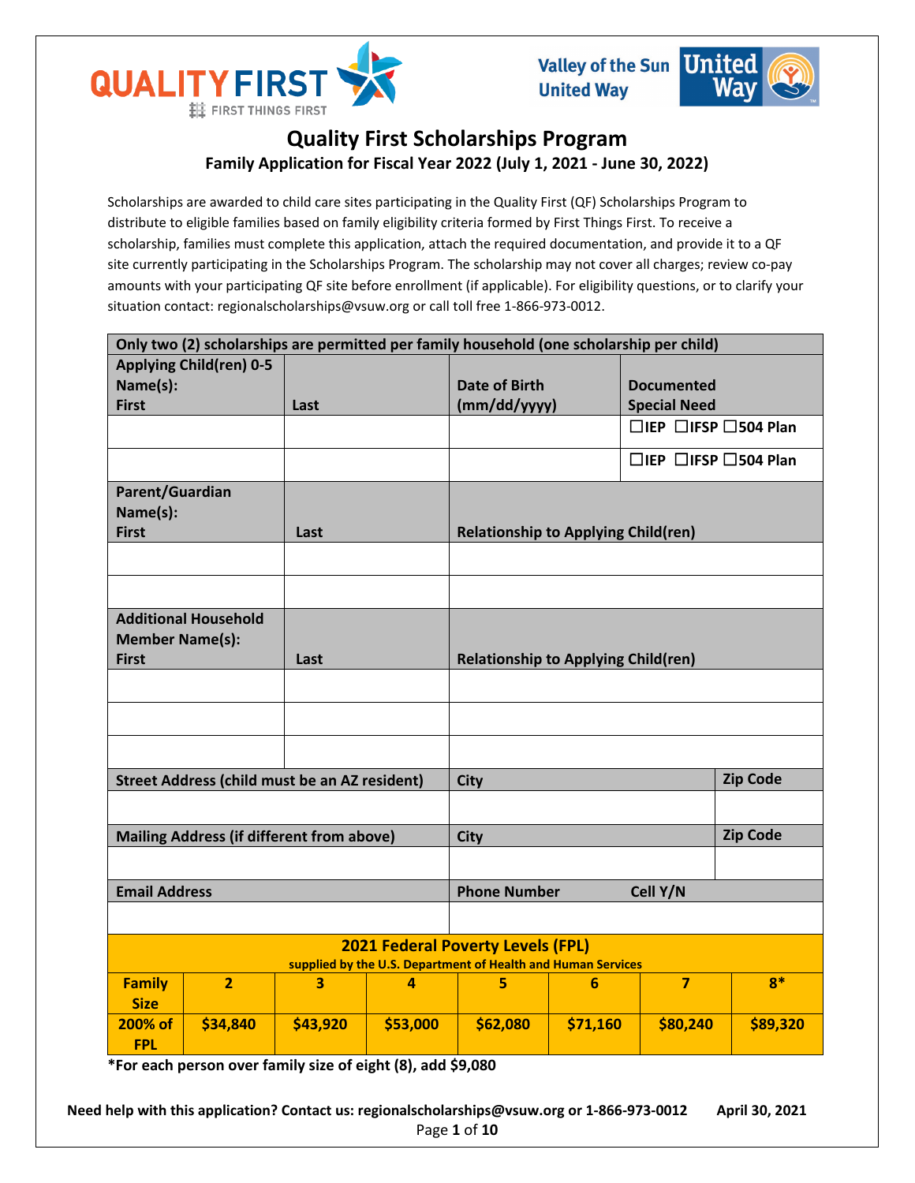# Quality First Scholarships Program

## Family Application for Fiscal Year 2022 (July 1, 2021 - June 30, 2022)

Scholarships are awarded to child care sites participating in the Quality First (QF) Scholarships Program to distribute to eligible families based on family eligibility criteria formed by First Things First. To receive a scholarship, families must complete this application, attach the required documentation, and provide it to a QF site currently participating in the Scholarships Program. The scholarship may not cover all charges; review co-pay amounts with your participating QF site before enrollment (if applicable). For eligibility questions, or to clarify your situation contact: regionalscholarships@vsuw.org or call toll free 1-866-973-0012.

**Only two (2) scholarships are permitted per family household (one scholarship per child)**

| Applying Child(ren) 0-5 Name(s): First | Last | Date of Birth (mm/dd/yyyy) | Documented Special Need |
|---|---|---|---|
| | | | ☐IEP ☐IFSP ☐504 Plan |
| | | | ☐IEP ☐IFSP ☐504 Plan |

| Parent/Guardian Name(s): First | Last | Relationship to Applying Child(ren) |
|---|---|---|
| | | |
| | | |

| Additional Household Member Name(s): First | Last | Relationship to Applying Child(ren) |
|---|---|---|
| | | |
| | | |
| | | |

| Street Address (child must be an AZ resident) | City | Zip Code |
|---|---|---|
| | | |

| Mailing Address (if different from above) | City | Zip Code |
|---|---|---|
| | | |

| Email Address | Phone Number Cell Y/N |
|---|---|
| | |

**2021 Federal Poverty Levels (FPL)**
supplied by the U.S. Department of Health and Human Services

| Family Size | 2 | 3 | 4 | 5 | 6 | 7 | 8* |
|---|---|---|---|---|---|---|---|
| 200% of FPL | $34,840 | $43,920 | $53,000 | $62,080 | $71,160 | $80,240 | $89,320 |

**\*For each person over family size of eight (8), add $9,080**

**Need help with this application? Contact us: regionalscholarships@vsuw.org or 1-866-973-0012** **April 30, 2021**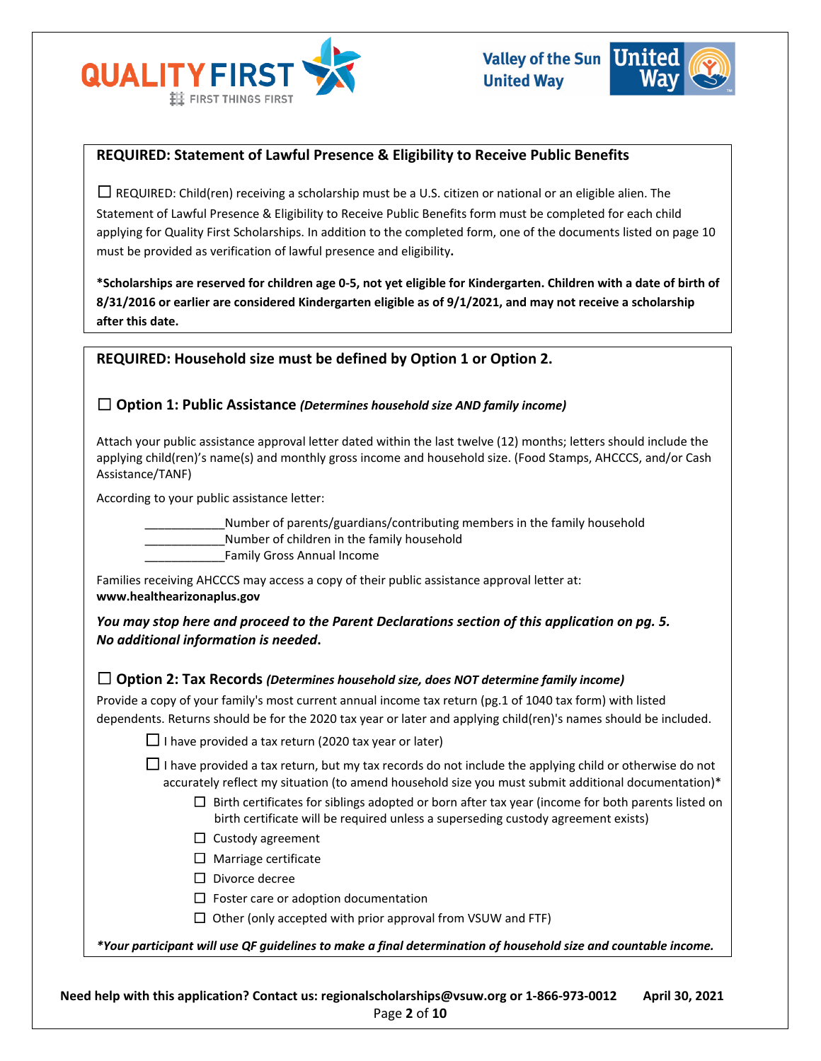## REQUIRED: Statement of Lawful Presence & Eligibility to Receive Public Benefits

☐ REQUIRED: Child(ren) receiving a scholarship must be a U.S. citizen or national or an eligible alien. The Statement of Lawful Presence & Eligibility to Receive Public Benefits form must be completed for each child applying for Quality First Scholarships. In addition to the completed form, one of the documents listed on page 10 must be provided as verification of lawful presence and eligibility.

**\*Scholarships are reserved for children age 0-5, not yet eligible for Kindergarten. Children with a date of birth of 8/31/2016 or earlier are considered Kindergarten eligible as of 9/1/2021, and may not receive a scholarship after this date.**

## REQUIRED: Household size must be defined by Option 1 or Option 2.

### ☐ Option 1: Public Assistance *(Determines household size AND family income)*

Attach your public assistance approval letter dated within the last twelve (12) months; letters should include the applying child(ren)'s name(s) and monthly gross income and household size. (Food Stamps, AHCCCS, and/or Cash Assistance/TANF)

According to your public assistance letter:

____________Number of parents/guardians/contributing members in the family household
____________Number of children in the family household
____________Family Gross Annual Income

Families receiving AHCCCS may access a copy of their public assistance approval letter at: **www.healthearizonaplus.gov**

***You may stop here and proceed to the Parent Declarations section of this application on pg. 5. No additional information is needed.***

### ☐ Option 2: Tax Records *(Determines household size, does NOT determine family income)*

Provide a copy of your family's most current annual income tax return (pg.1 of 1040 tax form) with listed dependents. Returns should be for the 2020 tax year or later and applying child(ren)'s names should be included.

- ☐ I have provided a tax return (2020 tax year or later)
- ☐ I have provided a tax return, but my tax records do not include the applying child or otherwise do not accurately reflect my situation (to amend household size you must submit additional documentation)*
  - ☐ Birth certificates for siblings adopted or born after tax year (income for both parents listed on birth certificate will be required unless a superseding custody agreement exists)
  - ☐ Custody agreement
  - ☐ Marriage certificate
  - ☐ Divorce decree
  - ☐ Foster care or adoption documentation
  - ☐ Other (only accepted with prior approval from VSUW and FTF)

***\*Your participant will use QF guidelines to make a final determination of household size and countable income.***

**Need help with this application? Contact us: regionalscholarships@vsuw.org or 1-866-973-0012 April 30, 2021**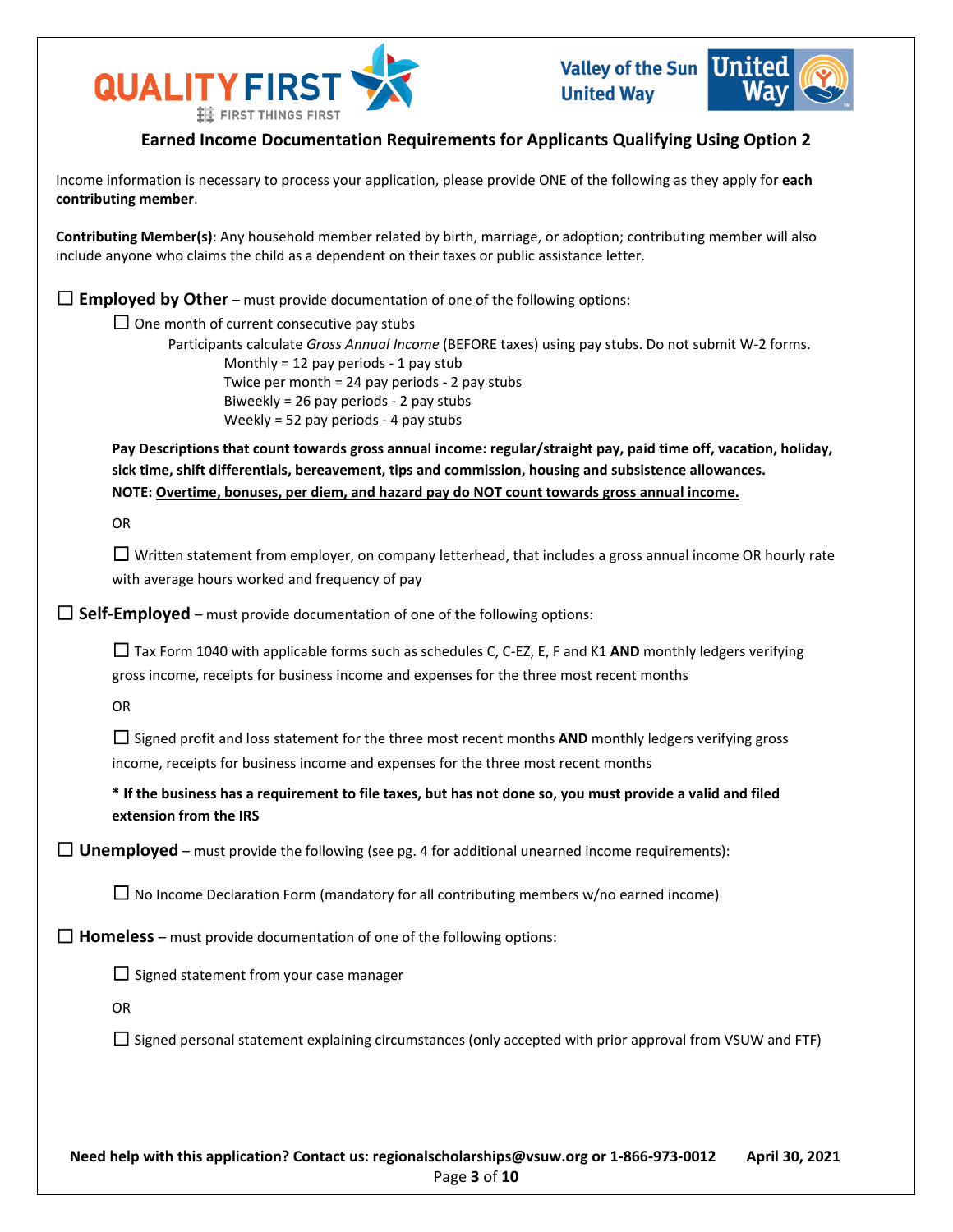## Earned Income Documentation Requirements for Applicants Qualifying Using Option 2

Income information is necessary to process your application, please provide ONE of the following as they apply for **each contributing member**.

**Contributing Member(s)**: Any household member related by birth, marriage, or adoption; contributing member will also include anyone who claims the child as a dependent on their taxes or public assistance letter.

☐ **Employed by Other** – must provide documentation of one of the following options:

- ☐ One month of current consecutive pay stubs

  Participants calculate *Gross Annual Income* (BEFORE taxes) using pay stubs. Do not submit W-2 forms.

  - Monthly = 12 pay periods - 1 pay stub
  - Twice per month = 24 pay periods - 2 pay stubs
  - Biweekly = 26 pay periods - 2 pay stubs
  - Weekly = 52 pay periods - 4 pay stubs

  **Pay Descriptions that count towards gross annual income: regular/straight pay, paid time off, vacation, holiday, sick time, shift differentials, bereavement, tips and commission, housing and subsistence allowances.**
  **NOTE: <u>Overtime, bonuses, per diem, and hazard pay do NOT count towards gross annual income.</u>**

  OR

- ☐ Written statement from employer, on company letterhead, that includes a gross annual income OR hourly rate with average hours worked and frequency of pay

☐ **Self-Employed** – must provide documentation of one of the following options:

- ☐ Tax Form 1040 with applicable forms such as schedules C, C-EZ, E, F and K1 **AND** monthly ledgers verifying gross income, receipts for business income and expenses for the three most recent months

  OR

- ☐ Signed profit and loss statement for the three most recent months **AND** monthly ledgers verifying gross income, receipts for business income and expenses for the three most recent months

  **\* If the business has a requirement to file taxes, but has not done so, you must provide a valid and filed extension from the IRS**

☐ **Unemployed** – must provide the following (see pg. 4 for additional unearned income requirements):

- ☐ No Income Declaration Form (mandatory for all contributing members w/no earned income)

☐ **Homeless** – must provide documentation of one of the following options:

- ☐ Signed statement from your case manager

  OR

- ☐ Signed personal statement explaining circumstances (only accepted with prior approval from VSUW and FTF)

**Need help with this application? Contact us: regionalscholarships@vsuw.org or 1-866-973-0012 April 30, 2021**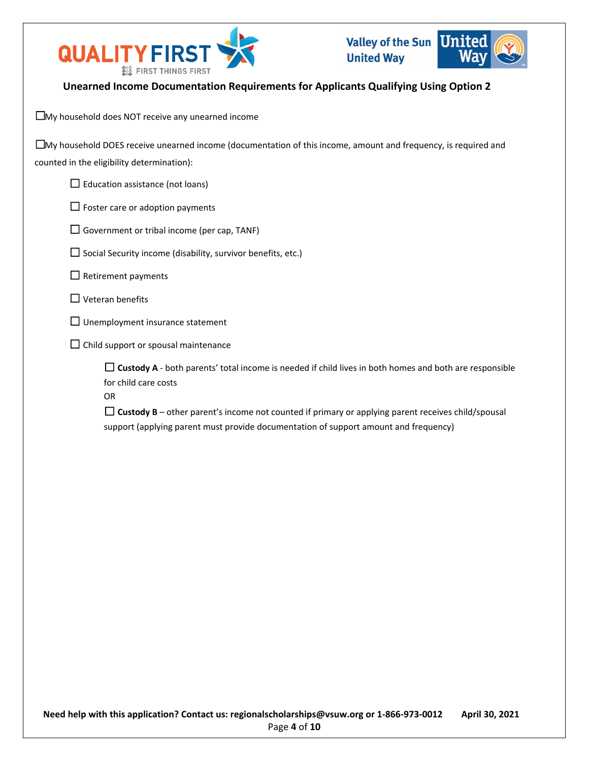## Unearned Income Documentation Requirements for Applicants Qualifying Using Option 2

☐ My household does NOT receive any unearned income

☐ My household DOES receive unearned income (documentation of this income, amount and frequency, is required and counted in the eligibility determination):

- ☐ Education assistance (not loans)
- ☐ Foster care or adoption payments
- ☐ Government or tribal income (per cap, TANF)
- ☐ Social Security income (disability, survivor benefits, etc.)
- ☐ Retirement payments
- ☐ Veteran benefits
- ☐ Unemployment insurance statement
- ☐ Child support or spousal maintenance
  - ☐ **Custody A** - both parents' total income is needed if child lives in both homes and both are responsible for child care costs
    
    OR
  - ☐ **Custody B** – other parent's income not counted if primary or applying parent receives child/spousal support (applying parent must provide documentation of support amount and frequency)

**Need help with this application? Contact us: regionalscholarships@vsuw.org or 1-866-973-0012** **April 30, 2021**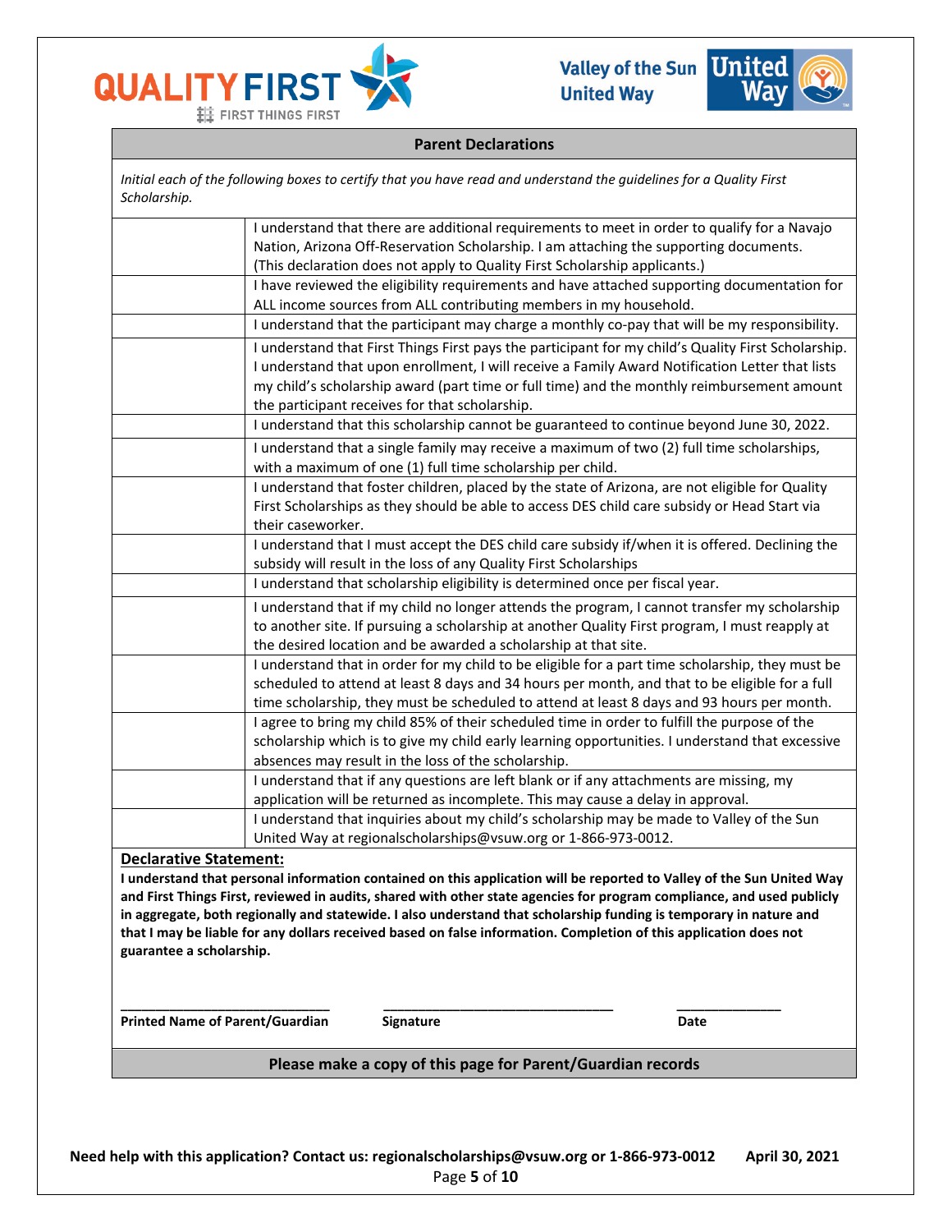## Parent Declarations

*Initial each of the following boxes to certify that you have read and understand the guidelines for a Quality First Scholarship.*

| | |
|---|---|
| | I understand that there are additional requirements to meet in order to qualify for a Navajo Nation, Arizona Off-Reservation Scholarship. I am attaching the supporting documents. (This declaration does not apply to Quality First Scholarship applicants.) |
| | I have reviewed the eligibility requirements and have attached supporting documentation for ALL income sources from ALL contributing members in my household. |
| | I understand that the participant may charge a monthly co-pay that will be my responsibility. |
| | I understand that First Things First pays the participant for my child's Quality First Scholarship. I understand that upon enrollment, I will receive a Family Award Notification Letter that lists my child's scholarship award (part time or full time) and the monthly reimbursement amount the participant receives for that scholarship. |
| | I understand that this scholarship cannot be guaranteed to continue beyond June 30, 2022. |
| | I understand that a single family may receive a maximum of two (2) full time scholarships, with a maximum of one (1) full time scholarship per child. |
| | I understand that foster children, placed by the state of Arizona, are not eligible for Quality First Scholarships as they should be able to access DES child care subsidy or Head Start via their caseworker. |
| | I understand that I must accept the DES child care subsidy if/when it is offered. Declining the subsidy will result in the loss of any Quality First Scholarships |
| | I understand that scholarship eligibility is determined once per fiscal year. |
| | I understand that if my child no longer attends the program, I cannot transfer my scholarship to another site. If pursuing a scholarship at another Quality First program, I must reapply at the desired location and be awarded a scholarship at that site. |
| | I understand that in order for my child to be eligible for a part time scholarship, they must be scheduled to attend at least 8 days and 34 hours per month, and that to be eligible for a full time scholarship, they must be scheduled to attend at least 8 days and 93 hours per month. |
| | I agree to bring my child 85% of their scheduled time in order to fulfill the purpose of the scholarship which is to give my child early learning opportunities. I understand that excessive absences may result in the loss of the scholarship. |
| | I understand that if any questions are left blank or if any attachments are missing, my application will be returned as incomplete. This may cause a delay in approval. |
| | I understand that inquiries about my child's scholarship may be made to Valley of the Sun United Way at regionalscholarships@vsuw.org or 1-866-973-0012. |

**Declarative Statement:**

**I understand that personal information contained on this application will be reported to Valley of the Sun United Way and First Things First, reviewed in audits, shared with other state agencies for program compliance, and used publicly in aggregate, both regionally and statewide. I also understand that scholarship funding is temporary in nature and that I may be liable for any dollars received based on false information. Completion of this application does not guarantee a scholarship.**

\_\_\_\_\_\_\_\_\_\_\_\_\_\_\_\_\_\_\_\_\_\_\_\_\_\_\_\_ &nbsp;&nbsp; \_\_\_\_\_\_\_\_\_\_\_\_\_\_\_\_\_\_\_\_\_\_\_\_\_\_\_\_\_\_ &nbsp;&nbsp; \_\_\_\_\_\_\_\_\_\_\_\_\_\_

**Printed Name of Parent/Guardian** &nbsp;&nbsp; **Signature** &nbsp;&nbsp; **Date**

**Please make a copy of this page for Parent/Guardian records**

**Need help with this application? Contact us: regionalscholarships@vsuw.org or 1-866-973-0012 April 30, 2021**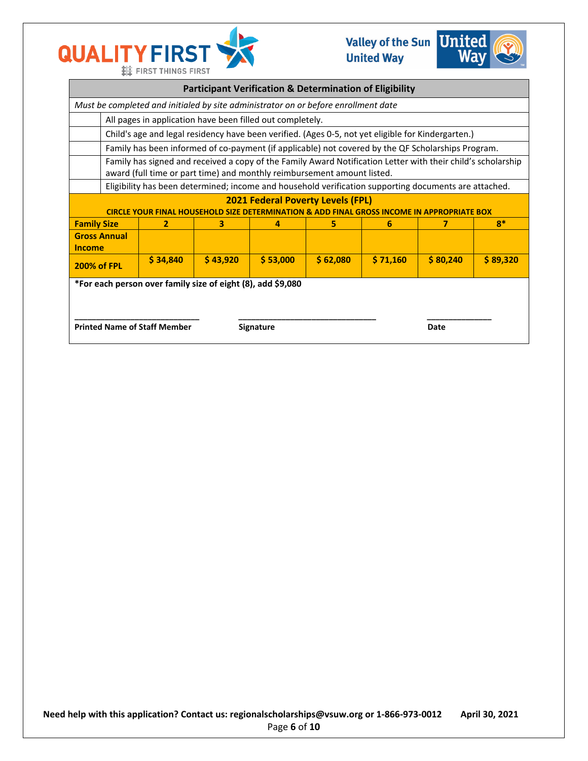## Participant Verification & Determination of Eligibility

*Must be completed and initialed by site administrator on or before enrollment date*

| | |
|---|---|
| | All pages in application have been filled out completely. |
| | Child's age and legal residency have been verified. (Ages 0-5, not yet eligible for Kindergarten.) |
| | Family has been informed of co-payment (if applicable) not covered by the QF Scholarships Program. |
| | Family has signed and received a copy of the Family Award Notification Letter with their child's scholarship award (full time or part time) and monthly reimbursement amount listed. |
| | Eligibility has been determined; income and household verification supporting documents are attached. |

### 2021 Federal Poverty Levels (FPL)

**CIRCLE YOUR FINAL HOUSEHOLD SIZE DETERMINATION & ADD FINAL GROSS INCOME IN APPROPRIATE BOX**

| Family Size | 2 | 3 | 4 | 5 | 6 | 7 | 8* |
|---|---|---|---|---|---|---|---|
| Gross Annual Income | | | | | | | |
| 200% of FPL | $ 34,840 | $ 43,920 | $ 53,000 | $ 62,080 | $ 71,160 | $ 80,240 | $ 89,320 |

**\*For each person over family size of eight (8), add $9,080**

\_\_\_\_\_\_\_\_\_\_\_\_\_\_\_\_\_\_\_\_\_\_\_\_\_\_\_\_ &nbsp;&nbsp; \_\_\_\_\_\_\_\_\_\_\_\_\_\_\_\_\_\_\_\_\_\_\_\_\_\_\_\_\_\_ &nbsp;&nbsp; \_\_\_\_\_\_\_\_\_\_\_\_\_\_

**Printed Name of Staff Member** &nbsp;&nbsp; **Signature** &nbsp;&nbsp; **Date**

**Need help with this application? Contact us: regionalscholarships@vsuw.org or 1-866-973-0012** **April 30, 2021**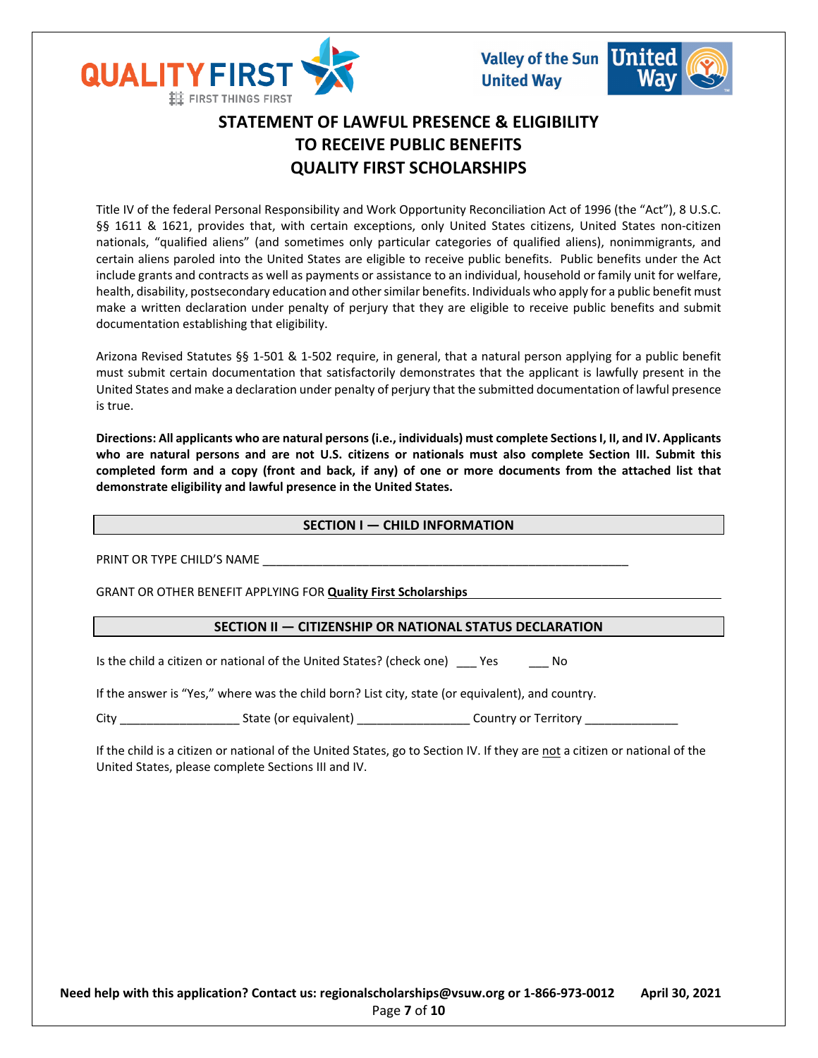# STATEMENT OF LAWFUL PRESENCE & ELIGIBILITY TO RECEIVE PUBLIC BENEFITS QUALITY FIRST SCHOLARSHIPS

Title IV of the federal Personal Responsibility and Work Opportunity Reconciliation Act of 1996 (the "Act"), 8 U.S.C. §§ 1611 & 1621, provides that, with certain exceptions, only United States citizens, United States non-citizen nationals, "qualified aliens" (and sometimes only particular categories of qualified aliens), nonimmigrants, and certain aliens paroled into the United States are eligible to receive public benefits. Public benefits under the Act include grants and contracts as well as payments or assistance to an individual, household or family unit for welfare, health, disability, postsecondary education and other similar benefits. Individuals who apply for a public benefit must make a written declaration under penalty of perjury that they are eligible to receive public benefits and submit documentation establishing that eligibility.

Arizona Revised Statutes §§ 1-501 & 1-502 require, in general, that a natural person applying for a public benefit must submit certain documentation that satisfactorily demonstrates that the applicant is lawfully present in the United States and make a declaration under penalty of perjury that the submitted documentation of lawful presence is true.

**Directions: All applicants who are natural persons (i.e., individuals) must complete Sections I, II, and IV. Applicants who are natural persons and are not U.S. citizens or nationals must also complete Section III. Submit this completed form and a copy (front and back, if any) of one or more documents from the attached list that demonstrate eligibility and lawful presence in the United States.**

## SECTION I — CHILD INFORMATION

PRINT OR TYPE CHILD'S NAME ________________________________________________________

GRANT OR OTHER BENEFIT APPLYING FOR **Quality First Scholarships**

## SECTION II — CITIZENSHIP OR NATIONAL STATUS DECLARATION

Is the child a citizen or national of the United States? (check one) ___ Yes ___ No

If the answer is "Yes," where was the child born? List city, state (or equivalent), and country.

City __________________ State (or equivalent) ________________ Country or Territory ______________

If the child is a citizen or national of the United States, go to Section IV. If they are not a citizen or national of the United States, please complete Sections III and IV.

**Need help with this application? Contact us: regionalscholarships@vsuw.org or 1-866-973-0012 April 30, 2021**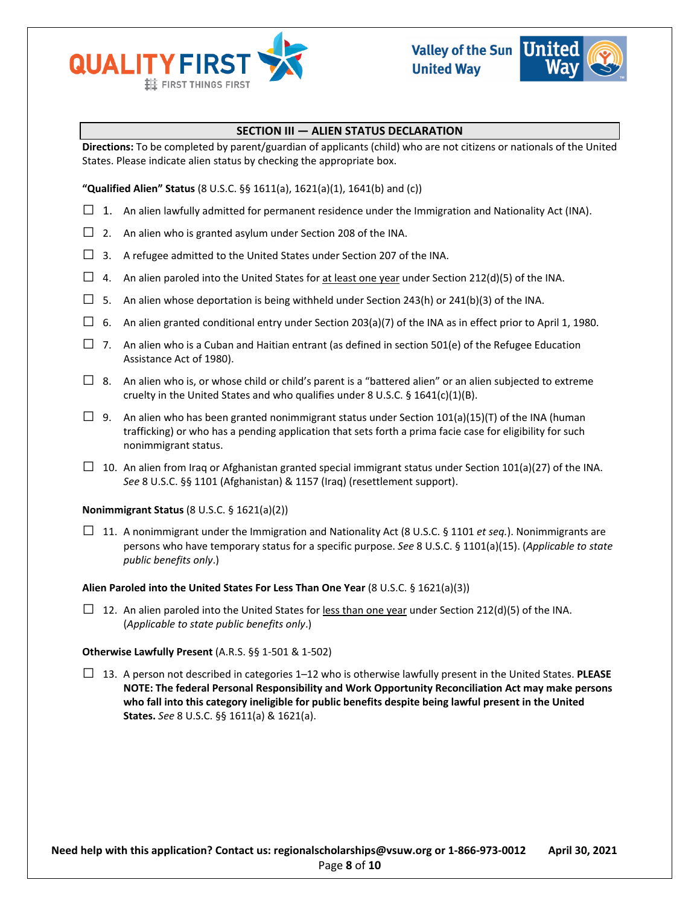## SECTION III — ALIEN STATUS DECLARATION

**Directions:** To be completed by parent/guardian of applicants (child) who are not citizens or nationals of the United States. Please indicate alien status by checking the appropriate box.

**"Qualified Alien" Status** (8 U.S.C. §§ 1611(a), 1621(a)(1), 1641(b) and (c))

- ☐ 1. An alien lawfully admitted for permanent residence under the Immigration and Nationality Act (INA).
- ☐ 2. An alien who is granted asylum under Section 208 of the INA.
- ☐ 3. A refugee admitted to the United States under Section 207 of the INA.
- ☐ 4. An alien paroled into the United States for <u>at least one year</u> under Section 212(d)(5) of the INA.
- ☐ 5. An alien whose deportation is being withheld under Section 243(h) or 241(b)(3) of the INA.
- ☐ 6. An alien granted conditional entry under Section 203(a)(7) of the INA as in effect prior to April 1, 1980.
- ☐ 7. An alien who is a Cuban and Haitian entrant (as defined in section 501(e) of the Refugee Education Assistance Act of 1980).
- ☐ 8. An alien who is, or whose child or child's parent is a "battered alien" or an alien subjected to extreme cruelty in the United States and who qualifies under 8 U.S.C. § 1641(c)(1)(B).
- ☐ 9. An alien who has been granted nonimmigrant status under Section 101(a)(15)(T) of the INA (human trafficking) or who has a pending application that sets forth a prima facie case for eligibility for such nonimmigrant status.
- ☐ 10. An alien from Iraq or Afghanistan granted special immigrant status under Section 101(a)(27) of the INA. *See* 8 U.S.C. §§ 1101 (Afghanistan) & 1157 (Iraq) (resettlement support).

**Nonimmigrant Status** (8 U.S.C. § 1621(a)(2))

- ☐ 11. A nonimmigrant under the Immigration and Nationality Act (8 U.S.C. § 1101 *et seq.*). Nonimmigrants are persons who have temporary status for a specific purpose. *See* 8 U.S.C. § 1101(a)(15). (*Applicable to state public benefits only*.)

**Alien Paroled into the United States For Less Than One Year** (8 U.S.C. § 1621(a)(3))

- ☐ 12. An alien paroled into the United States for <u>less than one year</u> under Section 212(d)(5) of the INA. (*Applicable to state public benefits only*.)

**Otherwise Lawfully Present** (A.R.S. §§ 1-501 & 1-502)

- ☐ 13. A person not described in categories 1–12 who is otherwise lawfully present in the United States. **PLEASE NOTE: The federal Personal Responsibility and Work Opportunity Reconciliation Act may make persons who fall into this category ineligible for public benefits despite being lawful present in the United States.** *See* 8 U.S.C. §§ 1611(a) & 1621(a).

**Need help with this application? Contact us: regionalscholarships@vsuw.org or 1-866-973-0012** **April 30, 2021**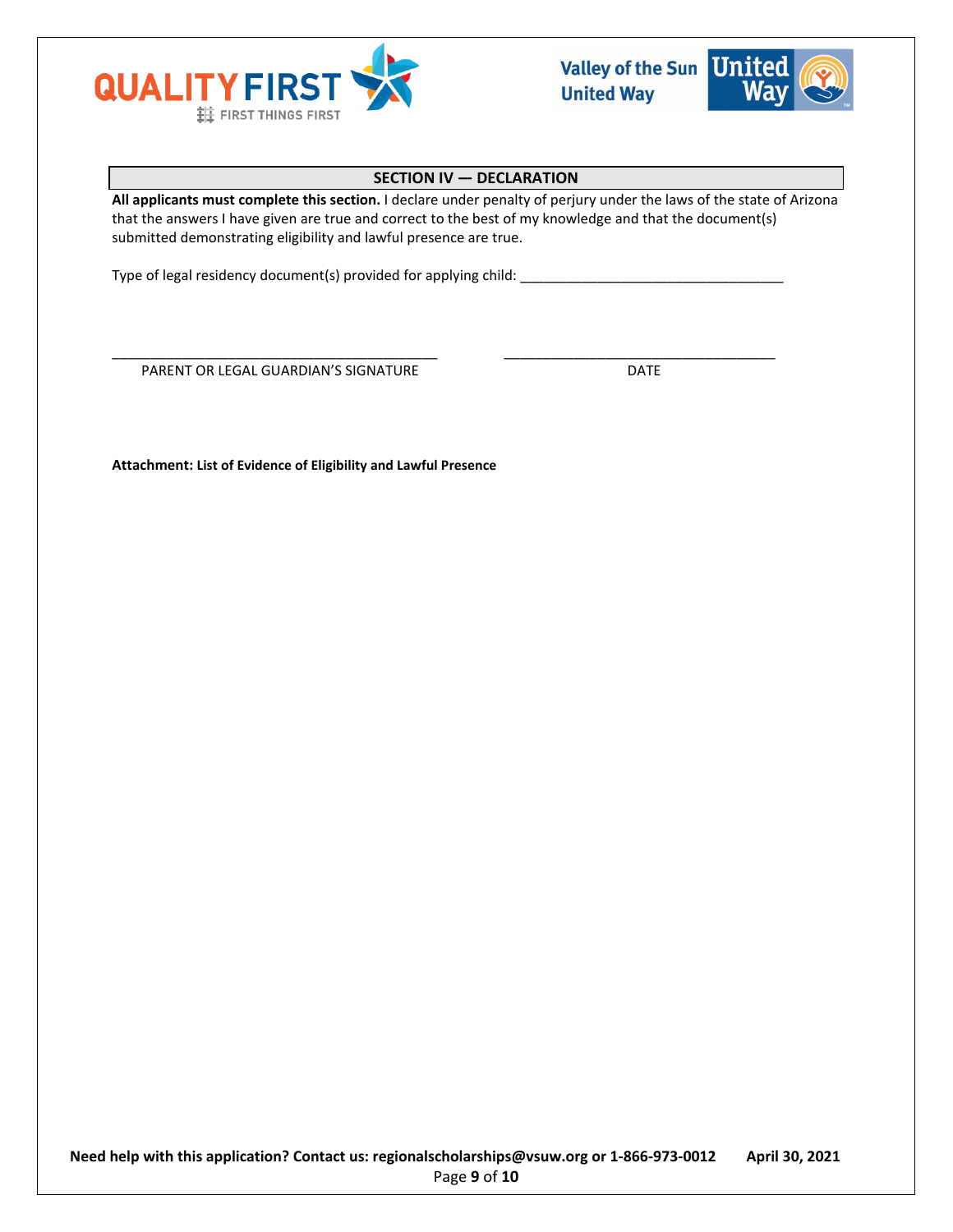## SECTION IV — DECLARATION

**All applicants must complete this section.** I declare under penalty of perjury under the laws of the state of Arizona that the answers I have given are true and correct to the best of my knowledge and that the document(s) submitted demonstrating eligibility and lawful presence are true.

Type of legal residency document(s) provided for applying child: ___________________________________

_____________________________________________ ______________________________________

PARENT OR LEGAL GUARDIAN'S SIGNATURE DATE

**Attachment: List of Evidence of Eligibility and Lawful Presence**

**Need help with this application? Contact us: regionalscholarships@vsuw.org or 1-866-973-0012 April 30, 2021**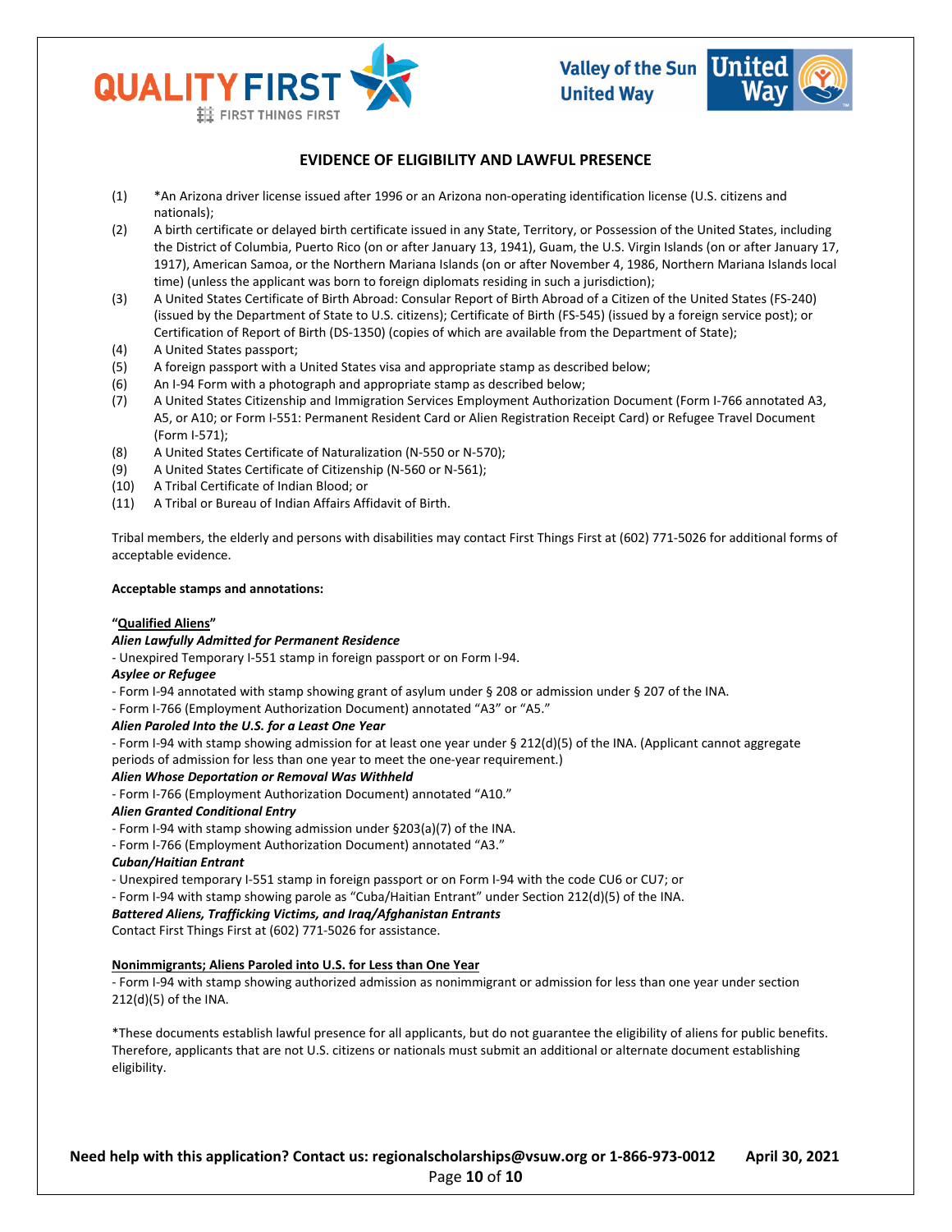## EVIDENCE OF ELIGIBILITY AND LAWFUL PRESENCE

(1) *An Arizona driver license issued after 1996 or an Arizona non-operating identification license (U.S. citizens and nationals);

(2) A birth certificate or delayed birth certificate issued in any State, Territory, or Possession of the United States, including the District of Columbia, Puerto Rico (on or after January 13, 1941), Guam, the U.S. Virgin Islands (on or after January 17, 1917), American Samoa, or the Northern Mariana Islands (on or after November 4, 1986, Northern Mariana Islands local time) (unless the applicant was born to foreign diplomats residing in such a jurisdiction);

(3) A United States Certificate of Birth Abroad: Consular Report of Birth Abroad of a Citizen of the United States (FS-240) (issued by the Department of State to U.S. citizens); Certificate of Birth (FS-545) (issued by a foreign service post); or Certification of Report of Birth (DS-1350) (copies of which are available from the Department of State);

(4) A United States passport;

(5) A foreign passport with a United States visa and appropriate stamp as described below;

(6) An I-94 Form with a photograph and appropriate stamp as described below;

(7) A United States Citizenship and Immigration Services Employment Authorization Document (Form I-766 annotated A3, A5, or A10; or Form I-551: Permanent Resident Card or Alien Registration Receipt Card) or Refugee Travel Document (Form I-571);

(8) A United States Certificate of Naturalization (N-550 or N-570);

(9) A United States Certificate of Citizenship (N-560 or N-561);

(10) A Tribal Certificate of Indian Blood; or

(11) A Tribal or Bureau of Indian Affairs Affidavit of Birth.

Tribal members, the elderly and persons with disabilities may contact First Things First at (602) 771-5026 for additional forms of acceptable evidence.

**Acceptable stamps and annotations:**

**"Qualified Aliens"**

***Alien Lawfully Admitted for Permanent Residence***

- Unexpired Temporary I-551 stamp in foreign passport or on Form I-94.

***Asylee or Refugee***

- Form I-94 annotated with stamp showing grant of asylum under § 208 or admission under § 207 of the INA.
- Form I-766 (Employment Authorization Document) annotated "A3" or "A5."

***Alien Paroled Into the U.S. for a Least One Year***

- Form I-94 with stamp showing admission for at least one year under § 212(d)(5) of the INA. (Applicant cannot aggregate periods of admission for less than one year to meet the one-year requirement.)

***Alien Whose Deportation or Removal Was Withheld***

- Form I-766 (Employment Authorization Document) annotated "A10."

***Alien Granted Conditional Entry***

- Form I-94 with stamp showing admission under §203(a)(7) of the INA.
- Form I-766 (Employment Authorization Document) annotated "A3."

***Cuban/Haitian Entrant***

- Unexpired temporary I-551 stamp in foreign passport or on Form I-94 with the code CU6 or CU7; or
- Form I-94 with stamp showing parole as "Cuba/Haitian Entrant" under Section 212(d)(5) of the INA.

***Battered Aliens, Trafficking Victims, and Iraq/Afghanistan Entrants***

Contact First Things First at (602) 771-5026 for assistance.

**Nonimmigrants; Aliens Paroled into U.S. for Less than One Year**

- Form I-94 with stamp showing authorized admission as nonimmigrant or admission for less than one year under section 212(d)(5) of the INA.

*These documents establish lawful presence for all applicants, but do not guarantee the eligibility of aliens for public benefits. Therefore, applicants that are not U.S. citizens or nationals must submit an additional or alternate document establishing eligibility.

**Need help with this application? Contact us: regionalscholarships@vsuw.org or 1-866-973-0012 April 30, 2021**